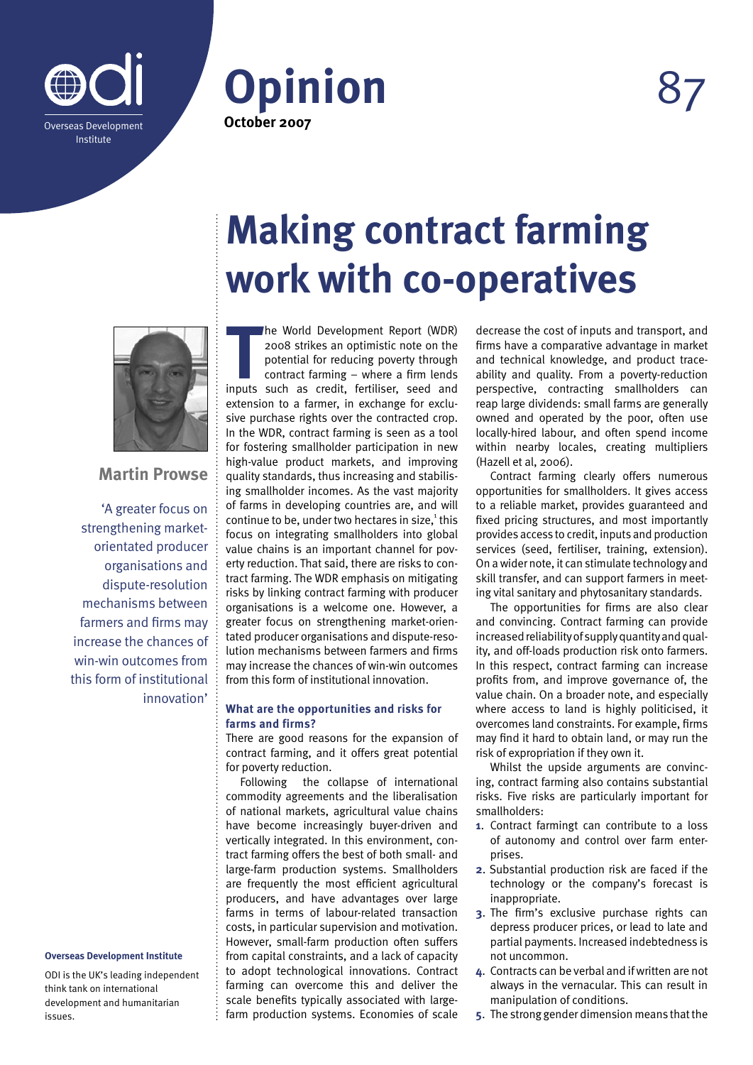# Opinion

**October 2007**

# Making contract farming work with co-operatives

**Martin Prowse**

'A greater focus on strengthening market-orientated producer organisations and dispute-resolution mechanisms between farmers and firms may increase the chances of win-win outcomes from this form of institutional innovation'

**Overseas Development Institute**

ODI is the UK's leading independent think tank on international development and humanitarian issues.

The World Development Report (WDR) 2008 strikes an optimistic note on the potential for reducing poverty through contract farming – where a firm lends inputs such as credit, fertiliser, seed and extension to a farmer, in exchange for exclusive purchase rights over the contracted crop. In the WDR, contract farming is seen as a tool for fostering smallholder participation in new high-value product markets, and improving quality standards, thus increasing and stabilising smallholder incomes. As the vast majority of farms in developing countries are, and will continue to be, under two hectares in size,[1] this focus on integrating smallholders into global value chains is an important channel for poverty reduction. That said, there are risks to contract farming. The WDR emphasis on mitigating risks by linking contract farming with producer organisations is a welcome one. However, a greater focus on strengthening market-orientated producer organisations and dispute-resolution mechanisms between farmers and firms may increase the chances of win-win outcomes from this form of institutional innovation.

### What are the opportunities and risks for farms and firms?

There are good reasons for the expansion of contract farming, and it offers great potential for poverty reduction.

Following the collapse of international commodity agreements and the liberalisation of national markets, agricultural value chains have become increasingly buyer-driven and vertically integrated. In this environment, contract farming offers the best of both small- and large-farm production systems. Smallholders are frequently the most efficient agricultural producers, and have advantages over large farms in terms of labour-related transaction costs, in particular supervision and motivation. However, small-farm production often suffers from capital constraints, and a lack of capacity to adopt technological innovations. Contract farming can overcome this and deliver the scale benefits typically associated with large-farm production systems. Economies of scale decrease the cost of inputs and transport, and firms have a comparative advantage in market and technical knowledge, and product traceability and quality. From a poverty-reduction perspective, contracting smallholders can reap large dividends: small farms are generally owned and operated by the poor, often use locally-hired labour, and often spend income within nearby locales, creating multipliers (Hazell et al, 2006).

Contract farming clearly offers numerous opportunities for smallholders. It gives access to a reliable market, provides guaranteed and fixed pricing structures, and most importantly provides access to credit, inputs and production services (seed, fertiliser, training, extension). On a wider note, it can stimulate technology and skill transfer, and can support farmers in meeting vital sanitary and phytosanitary standards.

The opportunities for firms are also clear and convincing. Contract farming can provide increased reliability of supply quantity and quality, and off-loads production risk onto farmers. In this respect, contract farming can increase profits from, and improve governance of, the value chain. On a broader note, and especially where access to land is highly politicised, it overcomes land constraints. For example, firms may find it hard to obtain land, or may run the risk of expropriation if they own it.

Whilst the upside arguments are convincing, contract farming also contains substantial risks. Five risks are particularly important for smallholders:

1. Contract farmingt can contribute to a loss of autonomy and control over farm enterprises.
2. Substantial production risk are faced if the technology or the company's forecast is inappropriate.
3. The firm's exclusive purchase rights can depress producer prices, or lead to late and partial payments. Increased indebtedness is not uncommon.
4. Contracts can be verbal and if written are not always in the vernacular. This can result in manipulation of conditions.
5. The strong gender dimension means that the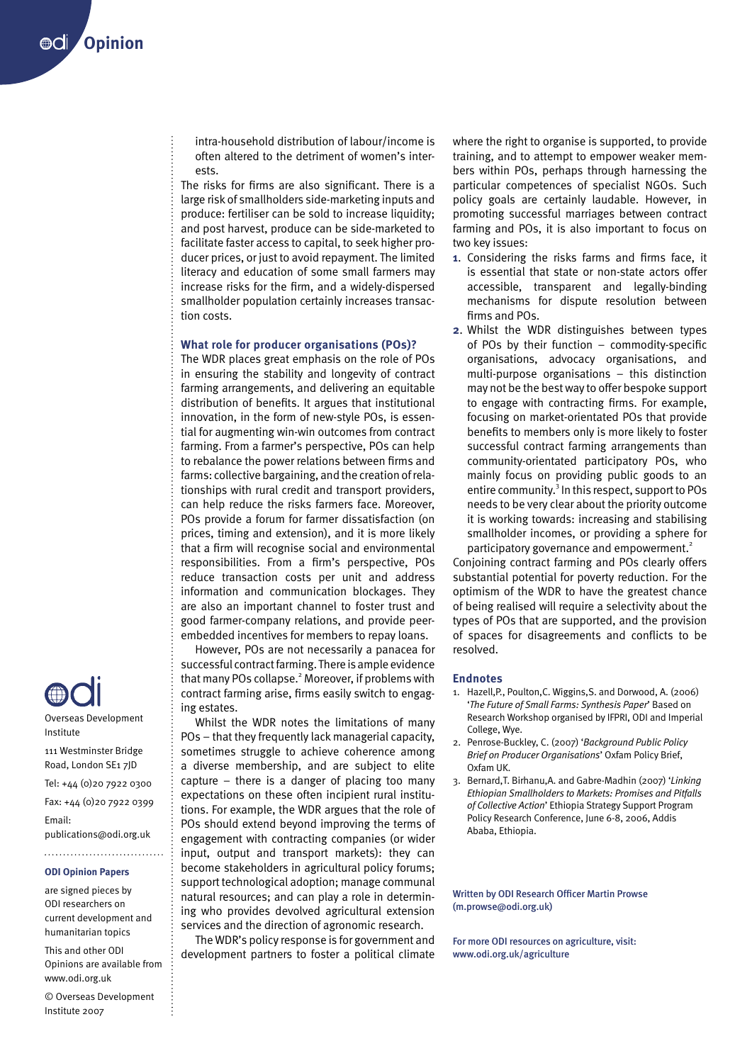intra-household distribution of labour/income is often altered to the detriment of women's interests.

The risks for firms are also significant. There is a large risk of smallholders side-marketing inputs and produce: fertiliser can be sold to increase liquidity; and post harvest, produce can be side-marketed to facilitate faster access to capital, to seek higher producer prices, or just to avoid repayment. The limited literacy and education of some small farmers may increase risks for the firm, and a widely-dispersed smallholder population certainly increases transaction costs.

### What role for producer organisations (POs)?

The WDR places great emphasis on the role of POs in ensuring the stability and longevity of contract farming arrangements, and delivering an equitable distribution of benefits. It argues that institutional innovation, in the form of new-style POs, is essential for augmenting win-win outcomes from contract farming. From a farmer's perspective, POs can help to rebalance the power relations between firms and farms: collective bargaining, and the creation of relationships with rural credit and transport providers, can help reduce the risks farmers face. Moreover, POs provide a forum for farmer dissatisfaction (on prices, timing and extension), and it is more likely that a firm will recognise social and environmental responsibilities. From a firm's perspective, POs reduce transaction costs per unit and address information and communication blockages. They are also an important channel to foster trust and good farmer-company relations, and provide peer-embedded incentives for members to repay loans.

However, POs are not necessarily a panacea for successful contract farming. There is ample evidence that many POs collapse.[2] Moreover, if problems with contract farming arise, firms easily switch to engaging estates.

Whilst the WDR notes the limitations of many POs – that they frequently lack managerial capacity, sometimes struggle to achieve coherence among a diverse membership, and are subject to elite capture – there is a danger of placing too many expectations on these often incipient rural institutions. For example, the WDR argues that the role of POs should extend beyond improving the terms of engagement with contracting companies (or wider input, output and transport markets): they can become stakeholders in agricultural policy forums; support technological adoption; manage communal natural resources; and can play a role in determining who provides devolved agricultural extension services and the direction of agronomic research.

The WDR's policy response is for government and development partners to foster a political climate where the right to organise is supported, to provide training, and to attempt to empower weaker members within POs, perhaps through harnessing the particular competences of specialist NGOs. Such policy goals are certainly laudable. However, in promoting successful marriages between contract farming and POs, it is also important to focus on two key issues:

1. Considering the risks farms and firms face, it is essential that state or non-state actors offer accessible, transparent and legally-binding mechanisms for dispute resolution between firms and POs.
2. Whilst the WDR distinguishes between types of POs by their function – commodity-specific organisations, advocacy organisations, and multi-purpose organisations – this distinction may not be the best way to offer bespoke support to engage with contracting firms. For example, focusing on market-orientated POs that provide benefits to members only is more likely to foster successful contract farming arrangements than community-orientated participatory POs, who mainly focus on providing public goods to an entire community.[3] In this respect, support to POs needs to be very clear about the priority outcome it is working towards: increasing and stabilising smallholder incomes, or providing a sphere for participatory governance and empowerment.[2]

Conjoining contract farming and POs clearly offers substantial potential for poverty reduction. For the optimism of the WDR to have the greatest chance of being realised will require a selectivity about the types of POs that are supported, and the provision of spaces for disagreements and conflicts to be resolved.

### Endnotes

1. Hazell,P., Poulton,C. Wiggins,S. and Dorwood, A. (2006) '*The Future of Small Farms: Synthesis Paper*' Based on Research Workshop organised by IFPRI, ODI and Imperial College, Wye.
2. Penrose-Buckley, C. (2007) '*Background Public Policy Brief on Producer Organisations*' Oxfam Policy Brief, Oxfam UK.
3. Bernard,T. Birhanu,A. and Gabre-Madhin (2007) '*Linking Ethiopian Smallholders to Markets: Promises and Pitfalls of Collective Action*' Ethiopia Strategy Support Program Policy Research Conference, June 6-8, 2006, Addis Ababa, Ethiopia.

Written by ODI Research Officer Martin Prowse (m.prowse@odi.org.uk)

For more ODI resources on agriculture, visit: www.odi.org.uk/agriculture

Overseas Development Institute

111 Westminster Bridge Road, London SE1 7JD

Tel: +44 (0)20 7922 0300

Fax: +44 (0)20 7922 0399

Email: publications@odi.org.uk

**ODI Opinion Papers**

are signed pieces by ODI researchers on current development and humanitarian topics

This and other ODI Opinions are available from www.odi.org.uk

© Overseas Development Institute 2007